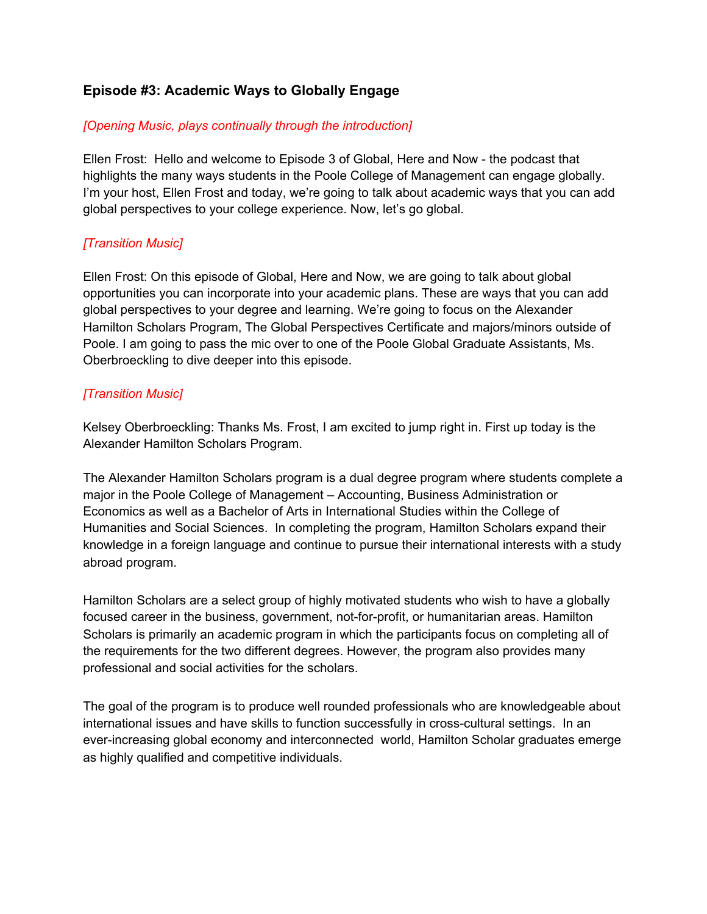### Episode #3: Academic Ways to Globally Engage

*[Opening Music, plays continually through the introduction]*

Ellen Frost: Hello and welcome to Episode 3 of Global, Here and Now - the podcast that highlights the many ways students in the Poole College of Management can engage globally. I'm your host, Ellen Frost and today, we're going to talk about academic ways that you can add global perspectives to your college experience. Now, let's go global.

*[Transition Music]*

Ellen Frost: On this episode of Global, Here and Now, we are going to talk about global opportunities you can incorporate into your academic plans. These are ways that you can add global perspectives to your degree and learning. We're going to focus on the Alexander Hamilton Scholars Program, The Global Perspectives Certificate and majors/minors outside of Poole. I am going to pass the mic over to one of the Poole Global Graduate Assistants, Ms. Oberbroeckling to dive deeper into this episode.

*[Transition Music]*

Kelsey Oberbroeckling: Thanks Ms. Frost, I am excited to jump right in. First up today is the Alexander Hamilton Scholars Program.

The Alexander Hamilton Scholars program is a dual degree program where students complete a major in the Poole College of Management – Accounting, Business Administration or Economics as well as a Bachelor of Arts in International Studies within the College of Humanities and Social Sciences. In completing the program, Hamilton Scholars expand their knowledge in a foreign language and continue to pursue their international interests with a study abroad program.

Hamilton Scholars are a select group of highly motivated students who wish to have a globally focused career in the business, government, not-for-profit, or humanitarian areas. Hamilton Scholars is primarily an academic program in which the participants focus on completing all of the requirements for the two different degrees. However, the program also provides many professional and social activities for the scholars.

The goal of the program is to produce well rounded professionals who are knowledgeable about international issues and have skills to function successfully in cross-cultural settings. In an ever-increasing global economy and interconnected world, Hamilton Scholar graduates emerge as highly qualified and competitive individuals.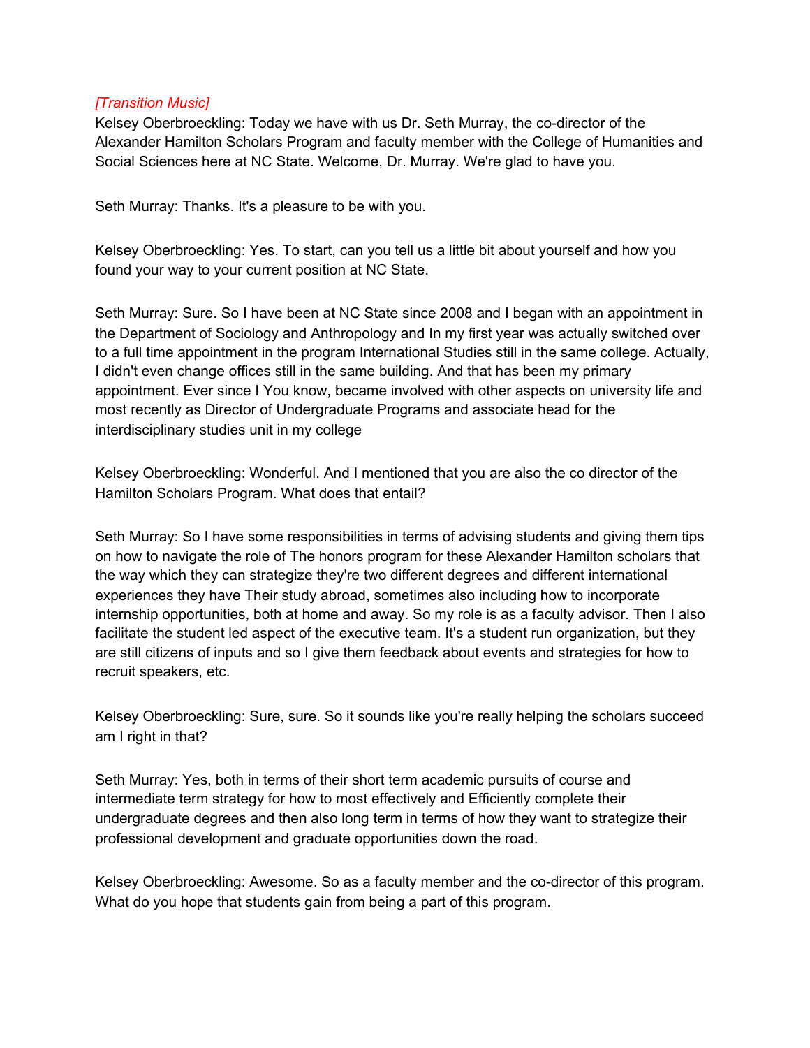*[Transition Music]*

Kelsey Oberbroeckling: Today we have with us Dr. Seth Murray, the co-director of the Alexander Hamilton Scholars Program and faculty member with the College of Humanities and Social Sciences here at NC State. Welcome, Dr. Murray. We're glad to have you.

Seth Murray: Thanks. It's a pleasure to be with you.

Kelsey Oberbroeckling: Yes. To start, can you tell us a little bit about yourself and how you found your way to your current position at NC State.

Seth Murray: Sure. So I have been at NC State since 2008 and I began with an appointment in the Department of Sociology and Anthropology and In my first year was actually switched over to a full time appointment in the program International Studies still in the same college. Actually, I didn't even change offices still in the same building. And that has been my primary appointment. Ever since I You know, became involved with other aspects on university life and most recently as Director of Undergraduate Programs and associate head for the interdisciplinary studies unit in my college

Kelsey Oberbroeckling: Wonderful. And I mentioned that you are also the co director of the Hamilton Scholars Program. What does that entail?

Seth Murray: So I have some responsibilities in terms of advising students and giving them tips on how to navigate the role of The honors program for these Alexander Hamilton scholars that the way which they can strategize they're two different degrees and different international experiences they have Their study abroad, sometimes also including how to incorporate internship opportunities, both at home and away. So my role is as a faculty advisor. Then I also facilitate the student led aspect of the executive team. It's a student run organization, but they are still citizens of inputs and so I give them feedback about events and strategies for how to recruit speakers, etc.

Kelsey Oberbroeckling: Sure, sure. So it sounds like you're really helping the scholars succeed am I right in that?

Seth Murray: Yes, both in terms of their short term academic pursuits of course and intermediate term strategy for how to most effectively and Efficiently complete their undergraduate degrees and then also long term in terms of how they want to strategize their professional development and graduate opportunities down the road.

Kelsey Oberbroeckling: Awesome. So as a faculty member and the co-director of this program. What do you hope that students gain from being a part of this program.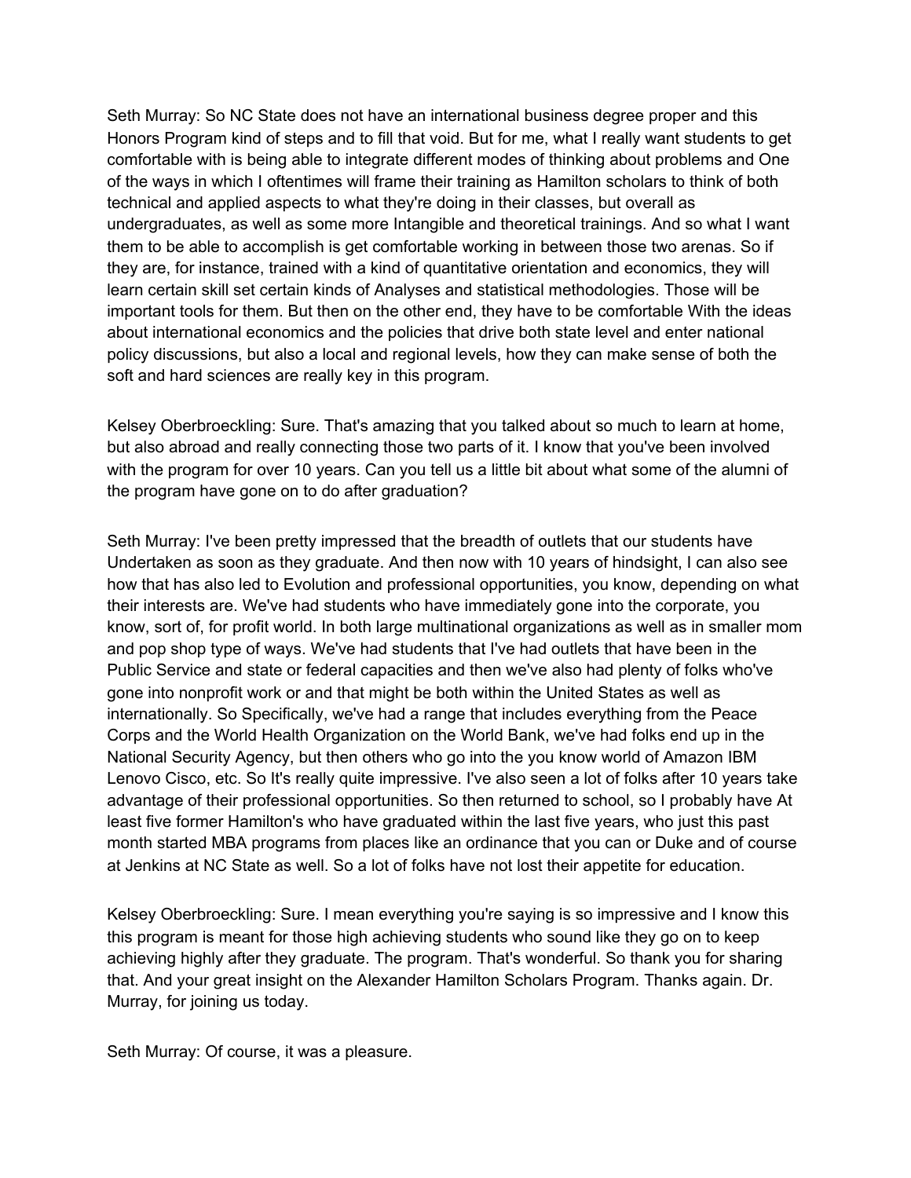Seth Murray: So NC State does not have an international business degree proper and this Honors Program kind of steps and to fill that void. But for me, what I really want students to get comfortable with is being able to integrate different modes of thinking about problems and One of the ways in which I oftentimes will frame their training as Hamilton scholars to think of both technical and applied aspects to what they're doing in their classes, but overall as undergraduates, as well as some more Intangible and theoretical trainings. And so what I want them to be able to accomplish is get comfortable working in between those two arenas. So if they are, for instance, trained with a kind of quantitative orientation and economics, they will learn certain skill set certain kinds of Analyses and statistical methodologies. Those will be important tools for them. But then on the other end, they have to be comfortable With the ideas about international economics and the policies that drive both state level and enter national policy discussions, but also a local and regional levels, how they can make sense of both the soft and hard sciences are really key in this program.

Kelsey Oberbroeckling: Sure. That's amazing that you talked about so much to learn at home, but also abroad and really connecting those two parts of it. I know that you've been involved with the program for over 10 years. Can you tell us a little bit about what some of the alumni of the program have gone on to do after graduation?

Seth Murray: I've been pretty impressed that the breadth of outlets that our students have Undertaken as soon as they graduate. And then now with 10 years of hindsight, I can also see how that has also led to Evolution and professional opportunities, you know, depending on what their interests are. We've had students who have immediately gone into the corporate, you know, sort of, for profit world. In both large multinational organizations as well as in smaller mom and pop shop type of ways. We've had students that I've had outlets that have been in the Public Service and state or federal capacities and then we've also had plenty of folks who've gone into nonprofit work or and that might be both within the United States as well as internationally. So Specifically, we've had a range that includes everything from the Peace Corps and the World Health Organization on the World Bank, we've had folks end up in the National Security Agency, but then others who go into the you know world of Amazon IBM Lenovo Cisco, etc. So It's really quite impressive. I've also seen a lot of folks after 10 years take advantage of their professional opportunities. So then returned to school, so I probably have At least five former Hamilton's who have graduated within the last five years, who just this past month started MBA programs from places like an ordinance that you can or Duke and of course at Jenkins at NC State as well. So a lot of folks have not lost their appetite for education.

Kelsey Oberbroeckling: Sure. I mean everything you're saying is so impressive and I know this this program is meant for those high achieving students who sound like they go on to keep achieving highly after they graduate. The program. That's wonderful. So thank you for sharing that. And your great insight on the Alexander Hamilton Scholars Program. Thanks again. Dr. Murray, for joining us today.

Seth Murray: Of course, it was a pleasure.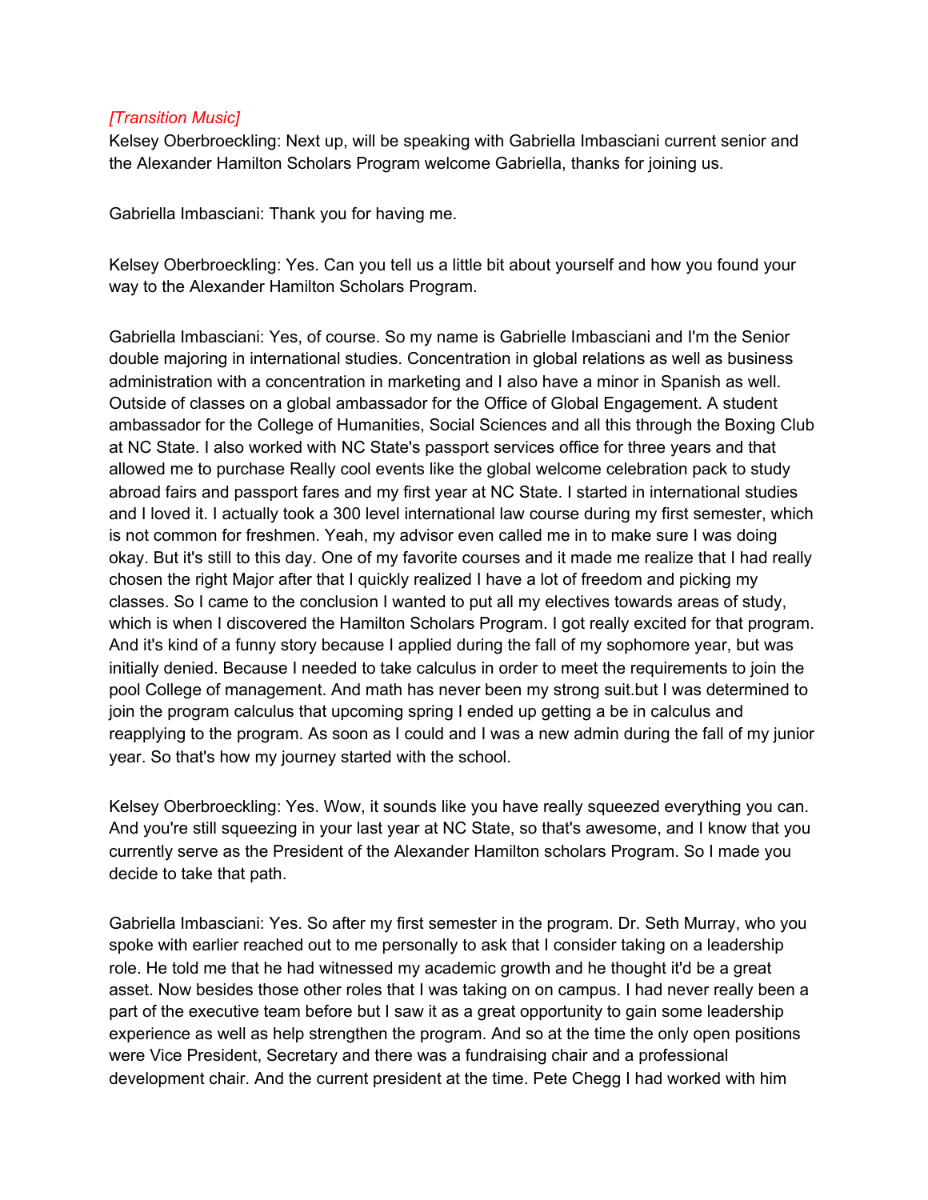*[Transition Music]*

Kelsey Oberbroeckling: Next up, will be speaking with Gabriella Imbasciani current senior and the Alexander Hamilton Scholars Program welcome Gabriella, thanks for joining us.

Gabriella Imbasciani: Thank you for having me.

Kelsey Oberbroeckling: Yes. Can you tell us a little bit about yourself and how you found your way to the Alexander Hamilton Scholars Program.

Gabriella Imbasciani: Yes, of course. So my name is Gabrielle Imbasciani and I'm the Senior double majoring in international studies. Concentration in global relations as well as business administration with a concentration in marketing and I also have a minor in Spanish as well. Outside of classes on a global ambassador for the Office of Global Engagement. A student ambassador for the College of Humanities, Social Sciences and all this through the Boxing Club at NC State. I also worked with NC State's passport services office for three years and that allowed me to purchase Really cool events like the global welcome celebration pack to study abroad fairs and passport fares and my first year at NC State. I started in international studies and I loved it. I actually took a 300 level international law course during my first semester, which is not common for freshmen. Yeah, my advisor even called me in to make sure I was doing okay. But it's still to this day. One of my favorite courses and it made me realize that I had really chosen the right Major after that I quickly realized I have a lot of freedom and picking my classes. So I came to the conclusion I wanted to put all my electives towards areas of study, which is when I discovered the Hamilton Scholars Program. I got really excited for that program. And it's kind of a funny story because I applied during the fall of my sophomore year, but was initially denied. Because I needed to take calculus in order to meet the requirements to join the pool College of management. And math has never been my strong suit.but I was determined to join the program calculus that upcoming spring I ended up getting a be in calculus and reapplying to the program. As soon as I could and I was a new admin during the fall of my junior year. So that's how my journey started with the school.

Kelsey Oberbroeckling: Yes. Wow, it sounds like you have really squeezed everything you can. And you're still squeezing in your last year at NC State, so that's awesome, and I know that you currently serve as the President of the Alexander Hamilton scholars Program. So I made you decide to take that path.

Gabriella Imbasciani: Yes. So after my first semester in the program. Dr. Seth Murray, who you spoke with earlier reached out to me personally to ask that I consider taking on a leadership role. He told me that he had witnessed my academic growth and he thought it'd be a great asset. Now besides those other roles that I was taking on on campus. I had never really been a part of the executive team before but I saw it as a great opportunity to gain some leadership experience as well as help strengthen the program. And so at the time the only open positions were Vice President, Secretary and there was a fundraising chair and a professional development chair. And the current president at the time. Pete Chegg I had worked with him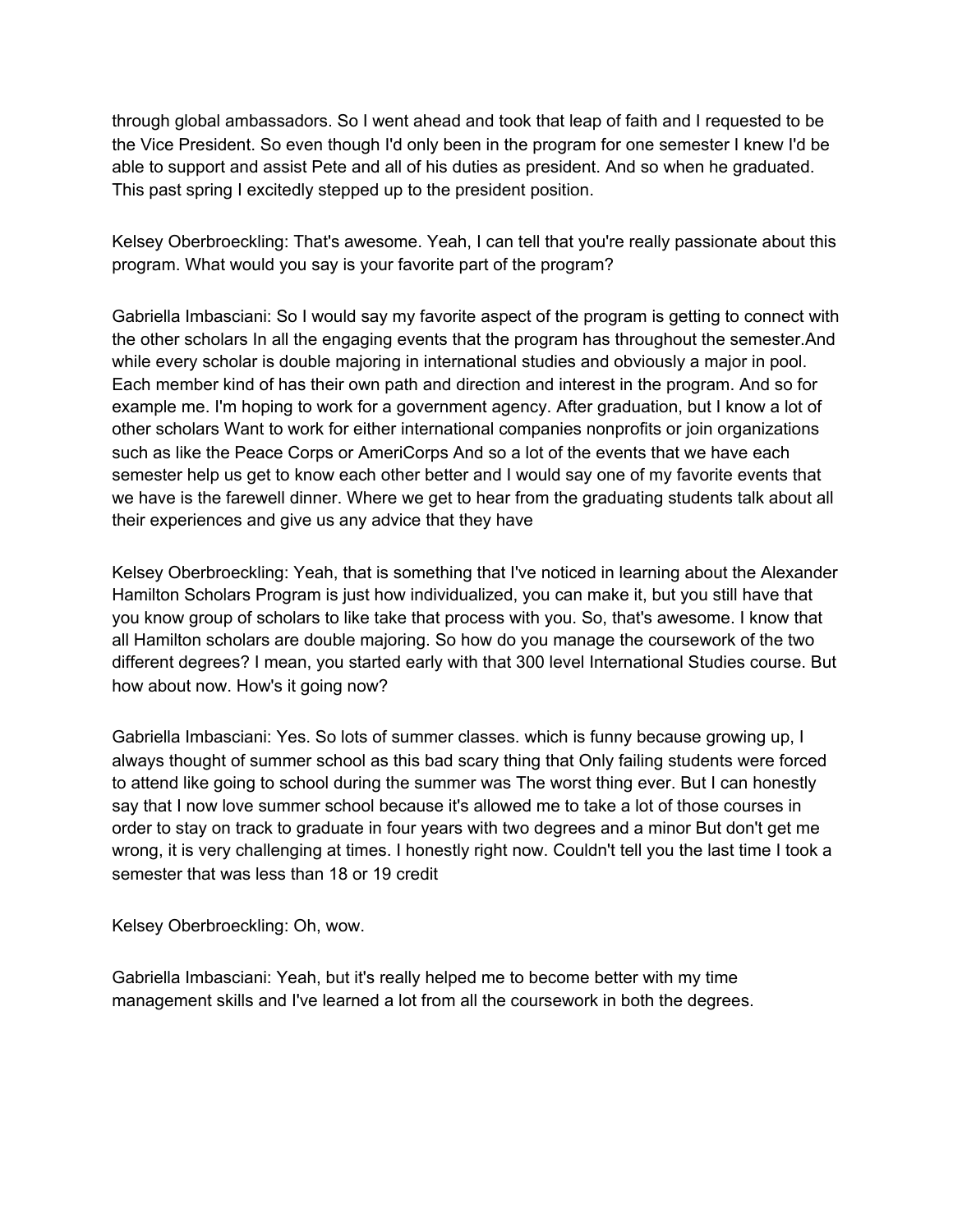through global ambassadors. So I went ahead and took that leap of faith and I requested to be the Vice President. So even though I'd only been in the program for one semester I knew I'd be able to support and assist Pete and all of his duties as president. And so when he graduated. This past spring I excitedly stepped up to the president position.

Kelsey Oberbroeckling: That's awesome. Yeah, I can tell that you're really passionate about this program. What would you say is your favorite part of the program?

Gabriella Imbasciani: So I would say my favorite aspect of the program is getting to connect with the other scholars In all the engaging events that the program has throughout the semester.And while every scholar is double majoring in international studies and obviously a major in pool. Each member kind of has their own path and direction and interest in the program. And so for example me. I'm hoping to work for a government agency. After graduation, but I know a lot of other scholars Want to work for either international companies nonprofits or join organizations such as like the Peace Corps or AmeriCorps And so a lot of the events that we have each semester help us get to know each other better and I would say one of my favorite events that we have is the farewell dinner. Where we get to hear from the graduating students talk about all their experiences and give us any advice that they have

Kelsey Oberbroeckling: Yeah, that is something that I've noticed in learning about the Alexander Hamilton Scholars Program is just how individualized, you can make it, but you still have that you know group of scholars to like take that process with you. So, that's awesome. I know that all Hamilton scholars are double majoring. So how do you manage the coursework of the two different degrees? I mean, you started early with that 300 level International Studies course. But how about now. How's it going now?

Gabriella Imbasciani: Yes. So lots of summer classes. which is funny because growing up, I always thought of summer school as this bad scary thing that Only failing students were forced to attend like going to school during the summer was The worst thing ever. But I can honestly say that I now love summer school because it's allowed me to take a lot of those courses in order to stay on track to graduate in four years with two degrees and a minor But don't get me wrong, it is very challenging at times. I honestly right now. Couldn't tell you the last time I took a semester that was less than 18 or 19 credit

Kelsey Oberbroeckling: Oh, wow.

Gabriella Imbasciani: Yeah, but it's really helped me to become better with my time management skills and I've learned a lot from all the coursework in both the degrees.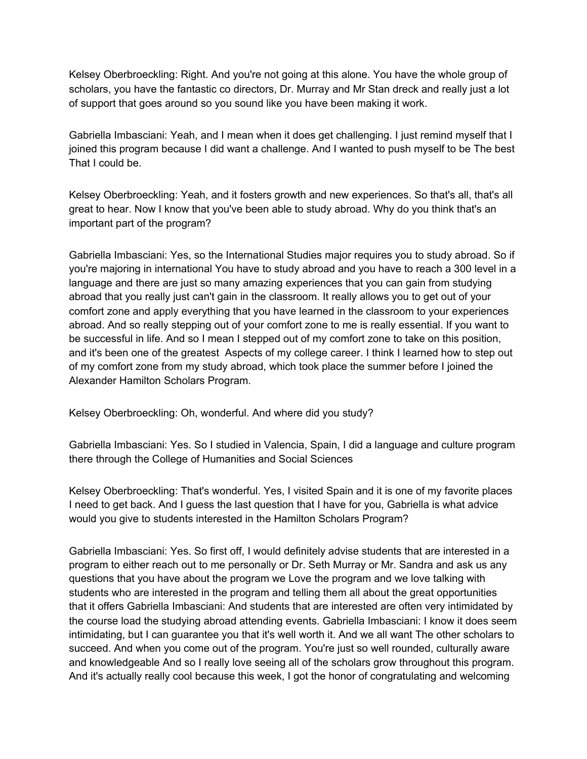Kelsey Oberbroeckling: Right. And you're not going at this alone. You have the whole group of scholars, you have the fantastic co directors, Dr. Murray and Mr Stan dreck and really just a lot of support that goes around so you sound like you have been making it work.

Gabriella Imbasciani: Yeah, and I mean when it does get challenging. I just remind myself that I joined this program because I did want a challenge. And I wanted to push myself to be The best That I could be.

Kelsey Oberbroeckling: Yeah, and it fosters growth and new experiences. So that's all, that's all great to hear. Now I know that you've been able to study abroad. Why do you think that's an important part of the program?

Gabriella Imbasciani: Yes, so the International Studies major requires you to study abroad. So if you're majoring in international You have to study abroad and you have to reach a 300 level in a language and there are just so many amazing experiences that you can gain from studying abroad that you really just can't gain in the classroom. It really allows you to get out of your comfort zone and apply everything that you have learned in the classroom to your experiences abroad. And so really stepping out of your comfort zone to me is really essential. If you want to be successful in life. And so I mean I stepped out of my comfort zone to take on this position, and it's been one of the greatest Aspects of my college career. I think I learned how to step out of my comfort zone from my study abroad, which took place the summer before I joined the Alexander Hamilton Scholars Program.

Kelsey Oberbroeckling: Oh, wonderful. And where did you study?

Gabriella Imbasciani: Yes. So I studied in Valencia, Spain, I did a language and culture program there through the College of Humanities and Social Sciences

Kelsey Oberbroeckling: That's wonderful. Yes, I visited Spain and it is one of my favorite places I need to get back. And I guess the last question that I have for you, Gabriella is what advice would you give to students interested in the Hamilton Scholars Program?

Gabriella Imbasciani: Yes. So first off, I would definitely advise students that are interested in a program to either reach out to me personally or Dr. Seth Murray or Mr. Sandra and ask us any questions that you have about the program we Love the program and we love talking with students who are interested in the program and telling them all about the great opportunities that it offers Gabriella Imbasciani: And students that are interested are often very intimidated by the course load the studying abroad attending events. Gabriella Imbasciani: I know it does seem intimidating, but I can guarantee you that it's well worth it. And we all want The other scholars to succeed. And when you come out of the program. You're just so well rounded, culturally aware and knowledgeable And so I really love seeing all of the scholars grow throughout this program. And it's actually really cool because this week, I got the honor of congratulating and welcoming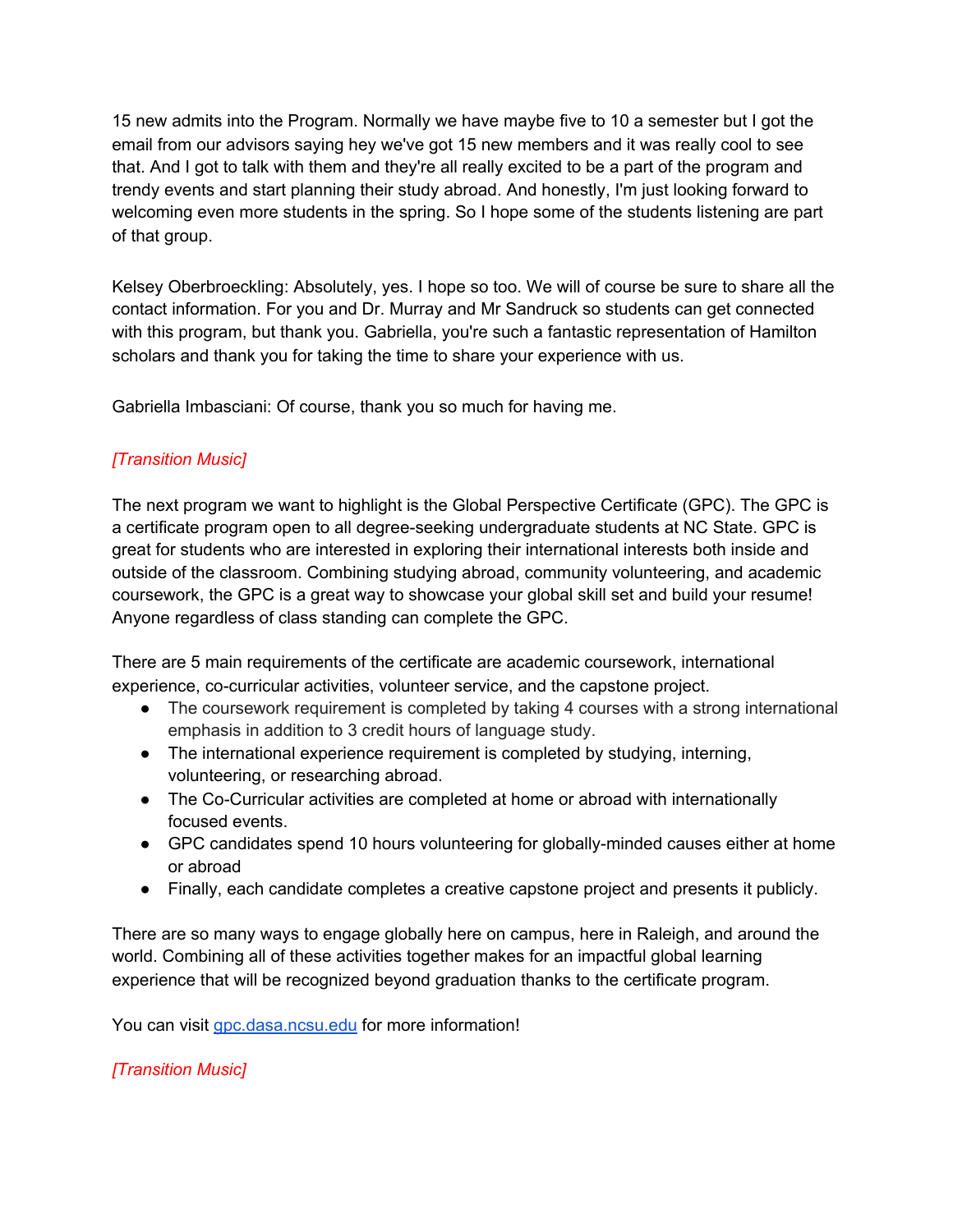15 new admits into the Program. Normally we have maybe five to 10 a semester but I got the email from our advisors saying hey we've got 15 new members and it was really cool to see that. And I got to talk with them and they're all really excited to be a part of the program and trendy events and start planning their study abroad. And honestly, I'm just looking forward to welcoming even more students in the spring. So I hope some of the students listening are part of that group.

Kelsey Oberbroeckling: Absolutely, yes. I hope so too. We will of course be sure to share all the contact information. For you and Dr. Murray and Mr Sandruck so students can get connected with this program, but thank you. Gabriella, you're such a fantastic representation of Hamilton scholars and thank you for taking the time to share your experience with us.

Gabriella Imbasciani: Of course, thank you so much for having me.

*[Transition Music]*

The next program we want to highlight is the Global Perspective Certificate (GPC). The GPC is a certificate program open to all degree-seeking undergraduate students at NC State. GPC is great for students who are interested in exploring their international interests both inside and outside of the classroom. Combining studying abroad, community volunteering, and academic coursework, the GPC is a great way to showcase your global skill set and build your resume! Anyone regardless of class standing can complete the GPC.

There are 5 main requirements of the certificate are academic coursework, international experience, co-curricular activities, volunteer service, and the capstone project.

- The coursework requirement is completed by taking 4 courses with a strong international emphasis in addition to 3 credit hours of language study.
- The international experience requirement is completed by studying, interning, volunteering, or researching abroad.
- The Co-Curricular activities are completed at home or abroad with internationally focused events.
- GPC candidates spend 10 hours volunteering for globally-minded causes either at home or abroad
- Finally, each candidate completes a creative capstone project and presents it publicly.

There are so many ways to engage globally here on campus, here in Raleigh, and around the world. Combining all of these activities together makes for an impactful global learning experience that will be recognized beyond graduation thanks to the certificate program.

You can visit [gpc.dasa.ncsu.edu](gpc.dasa.ncsu.edu) for more information!

*[Transition Music]*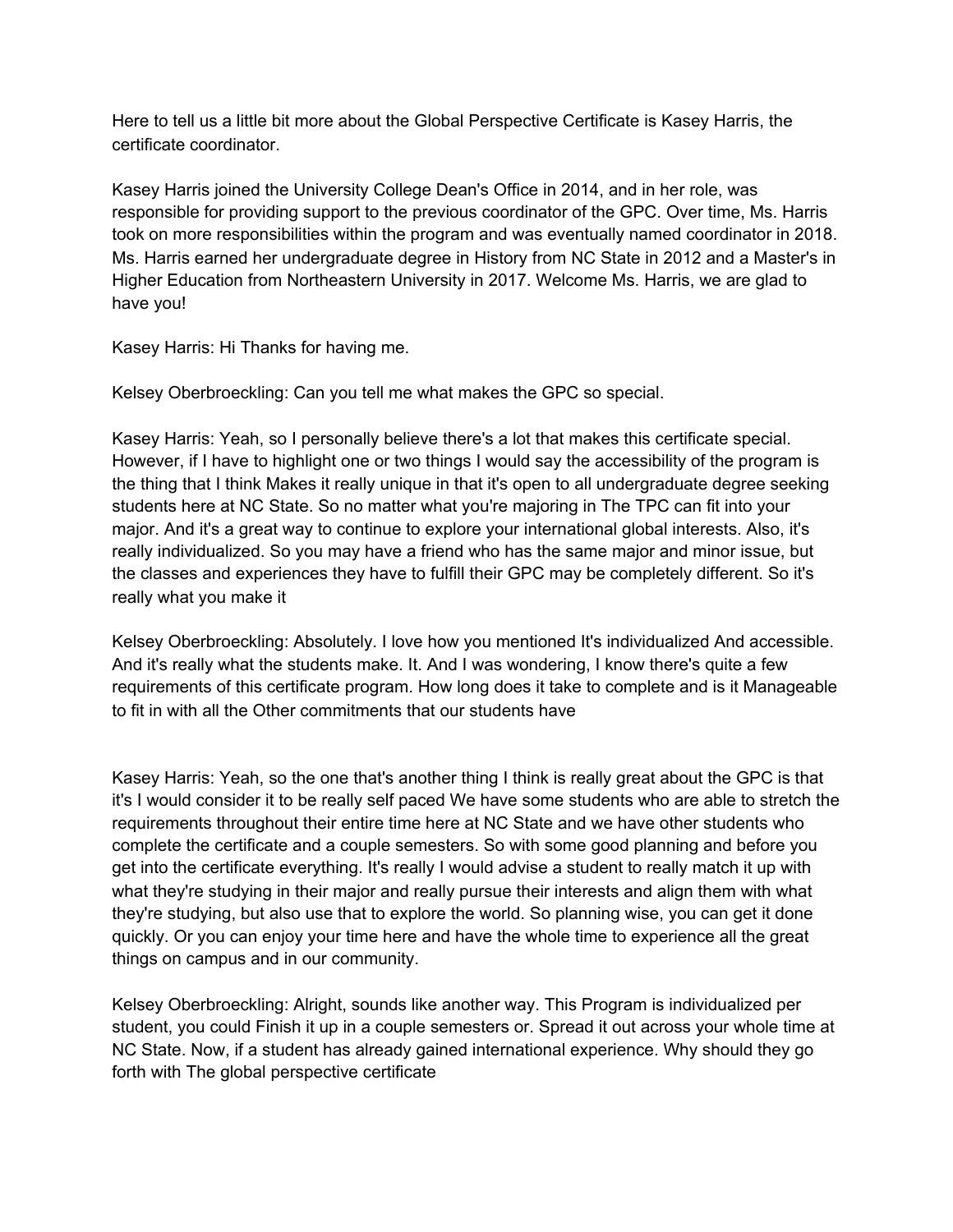Here to tell us a little bit more about the Global Perspective Certificate is Kasey Harris, the certificate coordinator.

Kasey Harris joined the University College Dean's Office in 2014, and in her role, was responsible for providing support to the previous coordinator of the GPC. Over time, Ms. Harris took on more responsibilities within the program and was eventually named coordinator in 2018. Ms. Harris earned her undergraduate degree in History from NC State in 2012 and a Master's in Higher Education from Northeastern University in 2017. Welcome Ms. Harris, we are glad to have you!

Kasey Harris: Hi Thanks for having me.

Kelsey Oberbroeckling: Can you tell me what makes the GPC so special.

Kasey Harris: Yeah, so I personally believe there's a lot that makes this certificate special. However, if I have to highlight one or two things I would say the accessibility of the program is the thing that I think Makes it really unique in that it's open to all undergraduate degree seeking students here at NC State. So no matter what you're majoring in The TPC can fit into your major. And it's a great way to continue to explore your international global interests. Also, it's really individualized. So you may have a friend who has the same major and minor issue, but the classes and experiences they have to fulfill their GPC may be completely different. So it's really what you make it

Kelsey Oberbroeckling: Absolutely. I love how you mentioned It's individualized And accessible. And it's really what the students make. It. And I was wondering, I know there's quite a few requirements of this certificate program. How long does it take to complete and is it Manageable to fit in with all the Other commitments that our students have

Kasey Harris: Yeah, so the one that's another thing I think is really great about the GPC is that it's I would consider it to be really self paced We have some students who are able to stretch the requirements throughout their entire time here at NC State and we have other students who complete the certificate and a couple semesters. So with some good planning and before you get into the certificate everything. It's really I would advise a student to really match it up with what they're studying in their major and really pursue their interests and align them with what they're studying, but also use that to explore the world. So planning wise, you can get it done quickly. Or you can enjoy your time here and have the whole time to experience all the great things on campus and in our community.

Kelsey Oberbroeckling: Alright, sounds like another way. This Program is individualized per student, you could Finish it up in a couple semesters or. Spread it out across your whole time at NC State. Now, if a student has already gained international experience. Why should they go forth with The global perspective certificate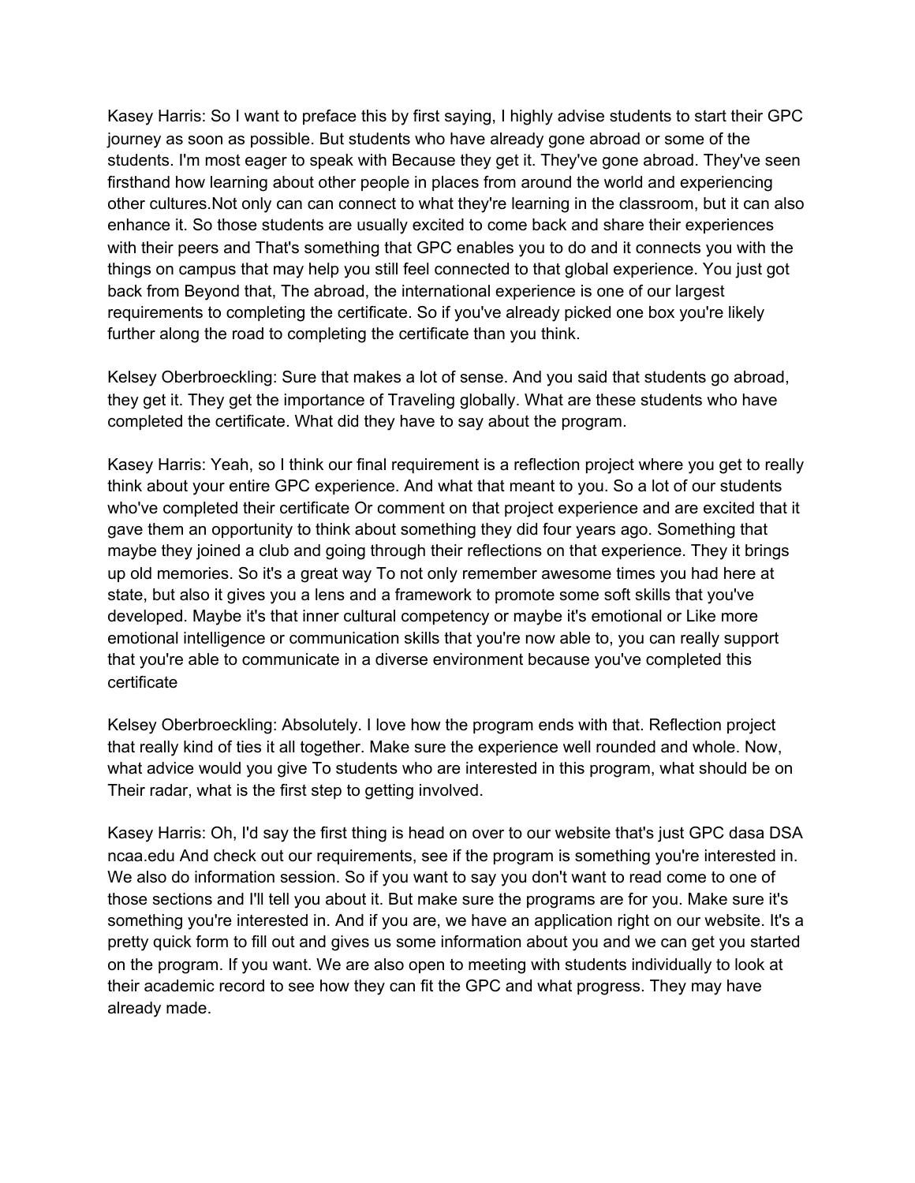Kasey Harris: So I want to preface this by first saying, I highly advise students to start their GPC journey as soon as possible. But students who have already gone abroad or some of the students. I'm most eager to speak with Because they get it. They've gone abroad. They've seen firsthand how learning about other people in places from around the world and experiencing other cultures.Not only can can connect to what they're learning in the classroom, but it can also enhance it. So those students are usually excited to come back and share their experiences with their peers and That's something that GPC enables you to do and it connects you with the things on campus that may help you still feel connected to that global experience. You just got back from Beyond that, The abroad, the international experience is one of our largest requirements to completing the certificate. So if you've already picked one box you're likely further along the road to completing the certificate than you think.

Kelsey Oberbroeckling: Sure that makes a lot of sense. And you said that students go abroad, they get it. They get the importance of Traveling globally. What are these students who have completed the certificate. What did they have to say about the program.

Kasey Harris: Yeah, so I think our final requirement is a reflection project where you get to really think about your entire GPC experience. And what that meant to you. So a lot of our students who've completed their certificate Or comment on that project experience and are excited that it gave them an opportunity to think about something they did four years ago. Something that maybe they joined a club and going through their reflections on that experience. They it brings up old memories. So it's a great way To not only remember awesome times you had here at state, but also it gives you a lens and a framework to promote some soft skills that you've developed. Maybe it's that inner cultural competency or maybe it's emotional or Like more emotional intelligence or communication skills that you're now able to, you can really support that you're able to communicate in a diverse environment because you've completed this certificate

Kelsey Oberbroeckling: Absolutely. I love how the program ends with that. Reflection project that really kind of ties it all together. Make sure the experience well rounded and whole. Now, what advice would you give To students who are interested in this program, what should be on Their radar, what is the first step to getting involved.

Kasey Harris: Oh, I'd say the first thing is head on over to our website that's just GPC dasa DSA ncaa.edu And check out our requirements, see if the program is something you're interested in. We also do information session. So if you want to say you don't want to read come to one of those sections and I'll tell you about it. But make sure the programs are for you. Make sure it's something you're interested in. And if you are, we have an application right on our website. It's a pretty quick form to fill out and gives us some information about you and we can get you started on the program. If you want. We are also open to meeting with students individually to look at their academic record to see how they can fit the GPC and what progress. They may have already made.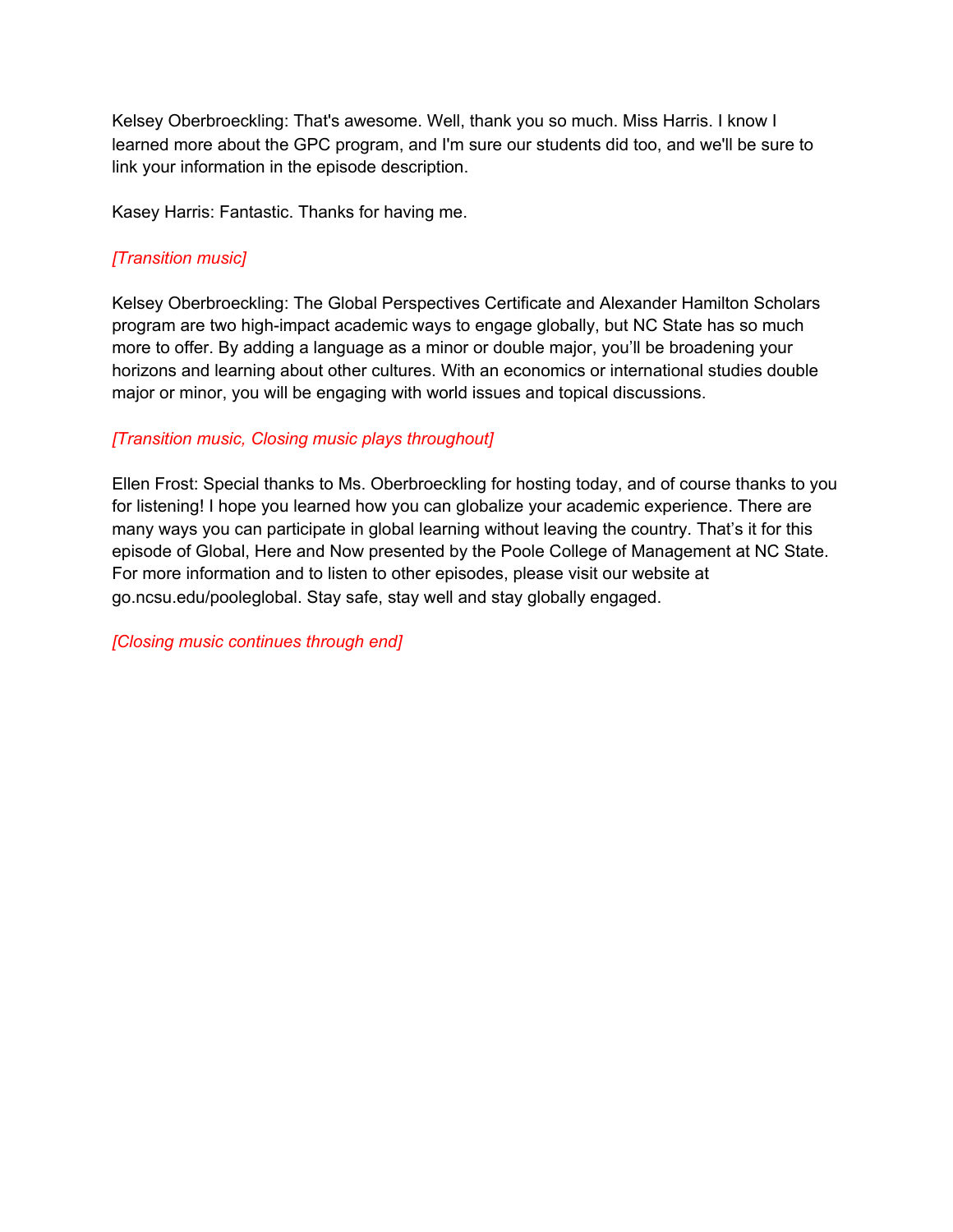Kelsey Oberbroeckling: That's awesome. Well, thank you so much. Miss Harris. I know I learned more about the GPC program, and I'm sure our students did too, and we'll be sure to link your information in the episode description.

Kasey Harris: Fantastic. Thanks for having me.

*[Transition music]*

Kelsey Oberbroeckling: The Global Perspectives Certificate and Alexander Hamilton Scholars program are two high-impact academic ways to engage globally, but NC State has so much more to offer. By adding a language as a minor or double major, you'll be broadening your horizons and learning about other cultures. With an economics or international studies double major or minor, you will be engaging with world issues and topical discussions.

*[Transition music, Closing music plays throughout]*

Ellen Frost: Special thanks to Ms. Oberbroeckling for hosting today, and of course thanks to you for listening! I hope you learned how you can globalize your academic experience. There are many ways you can participate in global learning without leaving the country. That's it for this episode of Global, Here and Now presented by the Poole College of Management at NC State. For more information and to listen to other episodes, please visit our website at go.ncsu.edu/pooleglobal. Stay safe, stay well and stay globally engaged.

*[Closing music continues through end]*